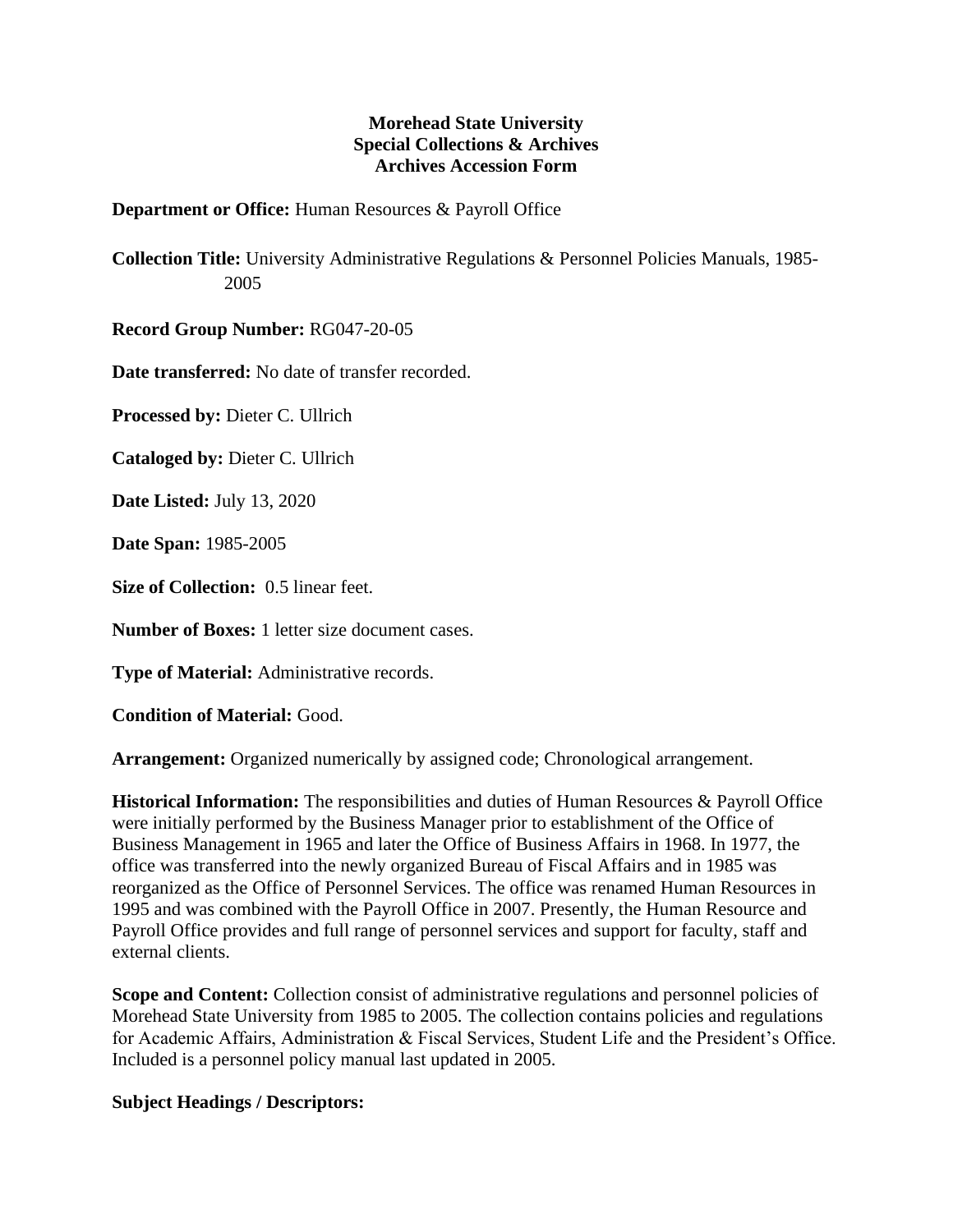**Morehead State University**
**Special Collections & Archives**
**Archives Accession Form**

**Department or Office:** Human Resources & Payroll Office

**Collection Title:** University Administrative Regulations & Personnel Policies Manuals, 1985-2005

**Record Group Number:** RG047-20-05

**Date transferred:** No date of transfer recorded.

**Processed by:** Dieter C. Ullrich

**Cataloged by:** Dieter C. Ullrich

**Date Listed:** July 13, 2020

**Date Span:** 1985-2005

**Size of Collection:** 0.5 linear feet.

**Number of Boxes:** 1 letter size document cases.

**Type of Material:** Administrative records.

**Condition of Material:** Good.

**Arrangement:** Organized numerically by assigned code; Chronological arrangement.

**Historical Information:** The responsibilities and duties of Human Resources & Payroll Office were initially performed by the Business Manager prior to establishment of the Office of Business Management in 1965 and later the Office of Business Affairs in 1968. In 1977, the office was transferred into the newly organized Bureau of Fiscal Affairs and in 1985 was reorganized as the Office of Personnel Services. The office was renamed Human Resources in 1995 and was combined with the Payroll Office in 2007. Presently, the Human Resource and Payroll Office provides and full range of personnel services and support for faculty, staff and external clients.

**Scope and Content:** Collection consist of administrative regulations and personnel policies of Morehead State University from 1985 to 2005. The collection contains policies and regulations for Academic Affairs, Administration & Fiscal Services, Student Life and the President's Office. Included is a personnel policy manual last updated in 2005.

**Subject Headings / Descriptors:**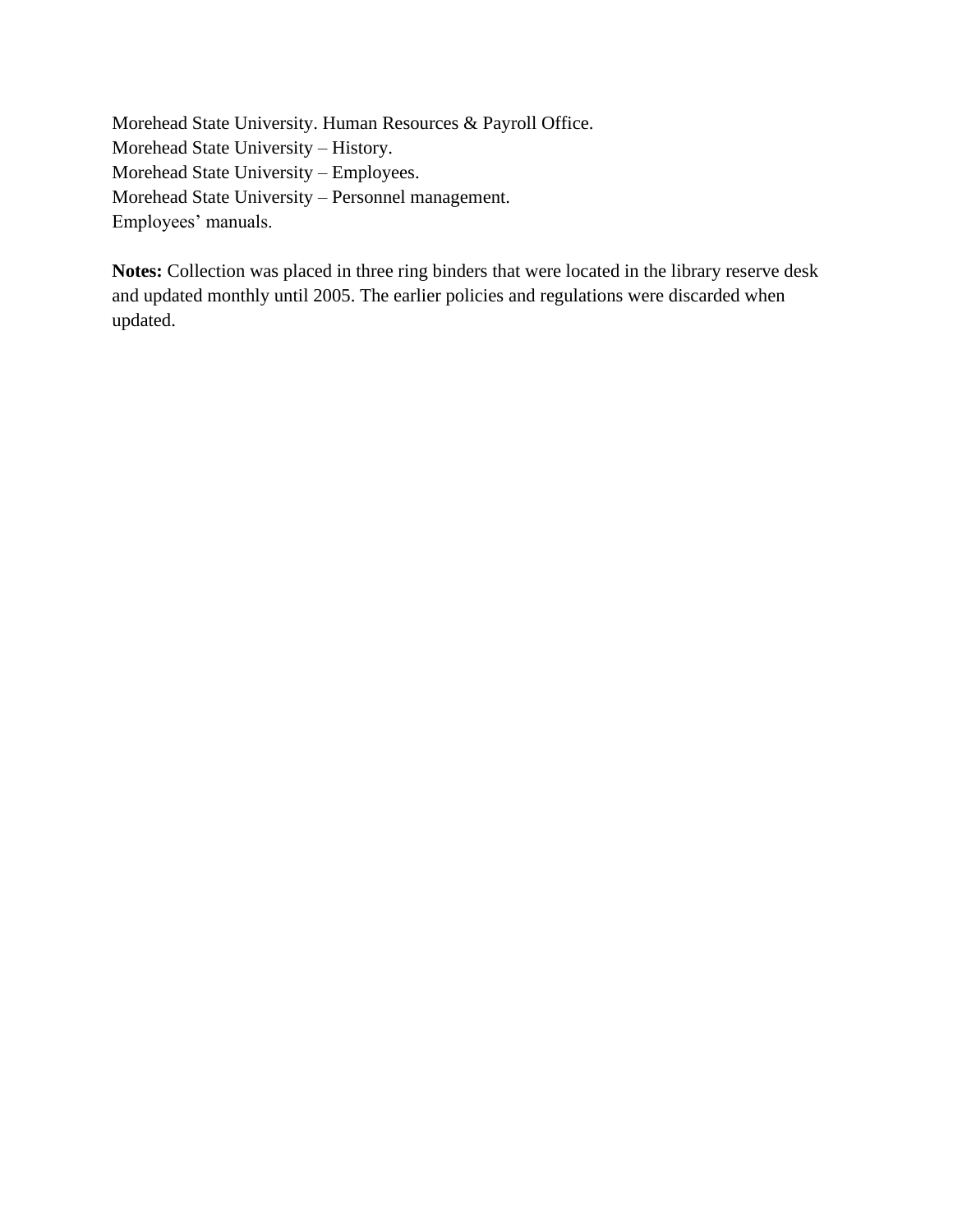Morehead State University. Human Resources & Payroll Office.
Morehead State University – History.
Morehead State University – Employees.
Morehead State University – Personnel management.
Employees' manuals.

**Notes:** Collection was placed in three ring binders that were located in the library reserve desk and updated monthly until 2005. The earlier policies and regulations were discarded when updated.